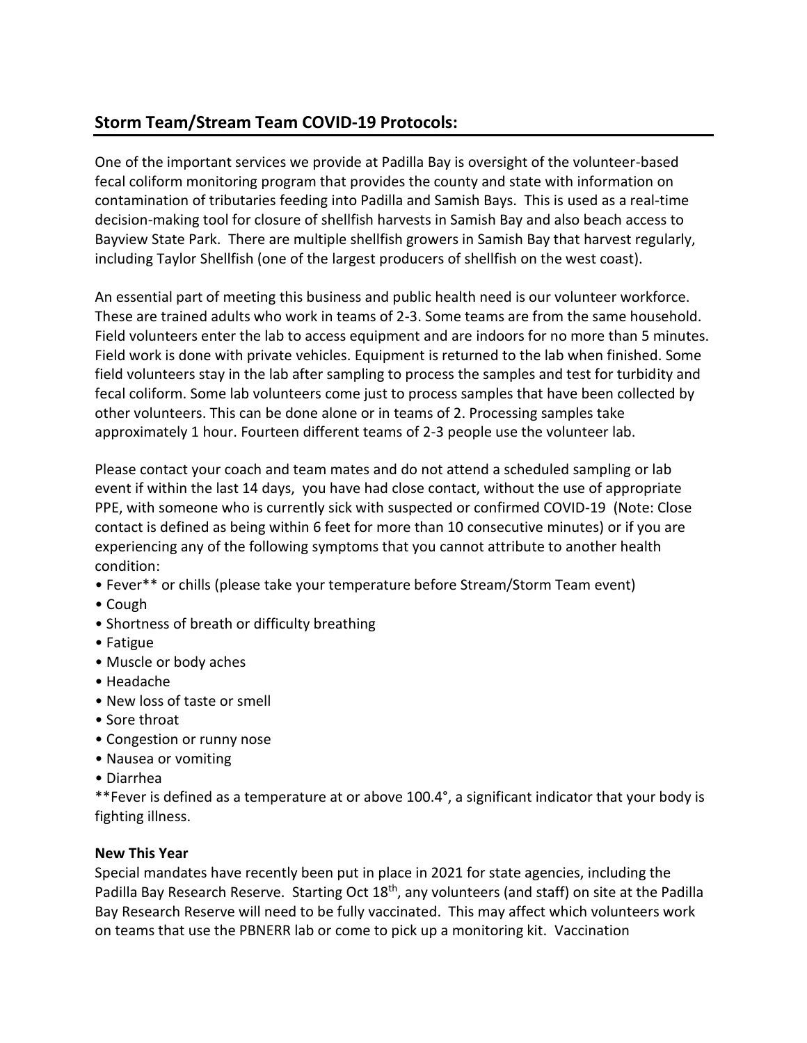## Storm Team/Stream Team COVID-19 Protocols:

One of the important services we provide at Padilla Bay is oversight of the volunteer-based fecal coliform monitoring program that provides the county and state with information on contamination of tributaries feeding into Padilla and Samish Bays. This is used as a real-time decision-making tool for closure of shellfish harvests in Samish Bay and also beach access to Bayview State Park. There are multiple shellfish growers in Samish Bay that harvest regularly, including Taylor Shellfish (one of the largest producers of shellfish on the west coast).

An essential part of meeting this business and public health need is our volunteer workforce. These are trained adults who work in teams of 2-3. Some teams are from the same household. Field volunteers enter the lab to access equipment and are indoors for no more than 5 minutes. Field work is done with private vehicles. Equipment is returned to the lab when finished. Some field volunteers stay in the lab after sampling to process the samples and test for turbidity and fecal coliform. Some lab volunteers come just to process samples that have been collected by other volunteers. This can be done alone or in teams of 2. Processing samples take approximately 1 hour. Fourteen different teams of 2-3 people use the volunteer lab.

Please contact your coach and team mates and do not attend a scheduled sampling or lab event if within the last 14 days, you have had close contact, without the use of appropriate PPE, with someone who is currently sick with suspected or confirmed COVID-19 (Note: Close contact is defined as being within 6 feet for more than 10 consecutive minutes) or if you are experiencing any of the following symptoms that you cannot attribute to another health condition:

- Fever** or chills (please take your temperature before Stream/Storm Team event)
- Cough
- Shortness of breath or difficulty breathing
- Fatigue
- Muscle or body aches
- Headache
- New loss of taste or smell
- Sore throat
- Congestion or runny nose
- Nausea or vomiting
- Diarrhea

**Fever is defined as a temperature at or above 100.4°, a significant indicator that your body is fighting illness.

**New This Year**

Special mandates have recently been put in place in 2021 for state agencies, including the Padilla Bay Research Reserve. Starting Oct 18th, any volunteers (and staff) on site at the Padilla Bay Research Reserve will need to be fully vaccinated. This may affect which volunteers work on teams that use the PBNERR lab or come to pick up a monitoring kit. Vaccination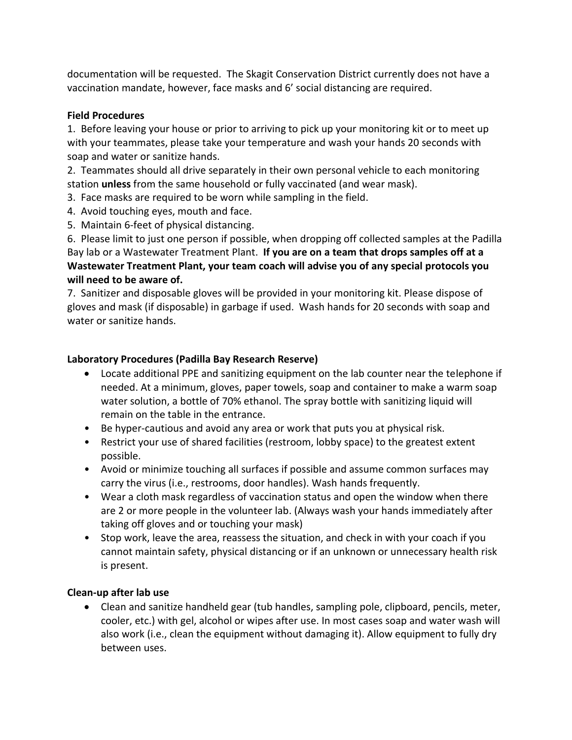documentation will be requested. The Skagit Conservation District currently does not have a vaccination mandate, however, face masks and 6' social distancing are required.

**Field Procedures**

1. Before leaving your house or prior to arriving to pick up your monitoring kit or to meet up with your teammates, please take your temperature and wash your hands 20 seconds with soap and water or sanitize hands.
2. Teammates should all drive separately in their own personal vehicle to each monitoring station **unless** from the same household or fully vaccinated (and wear mask).
3. Face masks are required to be worn while sampling in the field.
4. Avoid touching eyes, mouth and face.
5. Maintain 6-feet of physical distancing.
6. Please limit to just one person if possible, when dropping off collected samples at the Padilla Bay lab or a Wastewater Treatment Plant. **If you are on a team that drops samples off at a Wastewater Treatment Plant, your team coach will advise you of any special protocols you will need to be aware of.**
7. Sanitizer and disposable gloves will be provided in your monitoring kit. Please dispose of gloves and mask (if disposable) in garbage if used. Wash hands for 20 seconds with soap and water or sanitize hands.

**Laboratory Procedures (Padilla Bay Research Reserve)**

- Locate additional PPE and sanitizing equipment on the lab counter near the telephone if needed. At a minimum, gloves, paper towels, soap and container to make a warm soap water solution, a bottle of 70% ethanol. The spray bottle with sanitizing liquid will remain on the table in the entrance.
- Be hyper-cautious and avoid any area or work that puts you at physical risk.
- Restrict your use of shared facilities (restroom, lobby space) to the greatest extent possible.
- Avoid or minimize touching all surfaces if possible and assume common surfaces may carry the virus (i.e., restrooms, door handles). Wash hands frequently.
- Wear a cloth mask regardless of vaccination status and open the window when there are 2 or more people in the volunteer lab. (Always wash your hands immediately after taking off gloves and or touching your mask)
- Stop work, leave the area, reassess the situation, and check in with your coach if you cannot maintain safety, physical distancing or if an unknown or unnecessary health risk is present.

**Clean-up after lab use**

- Clean and sanitize handheld gear (tub handles, sampling pole, clipboard, pencils, meter, cooler, etc.) with gel, alcohol or wipes after use. In most cases soap and water wash will also work (i.e., clean the equipment without damaging it). Allow equipment to fully dry between uses.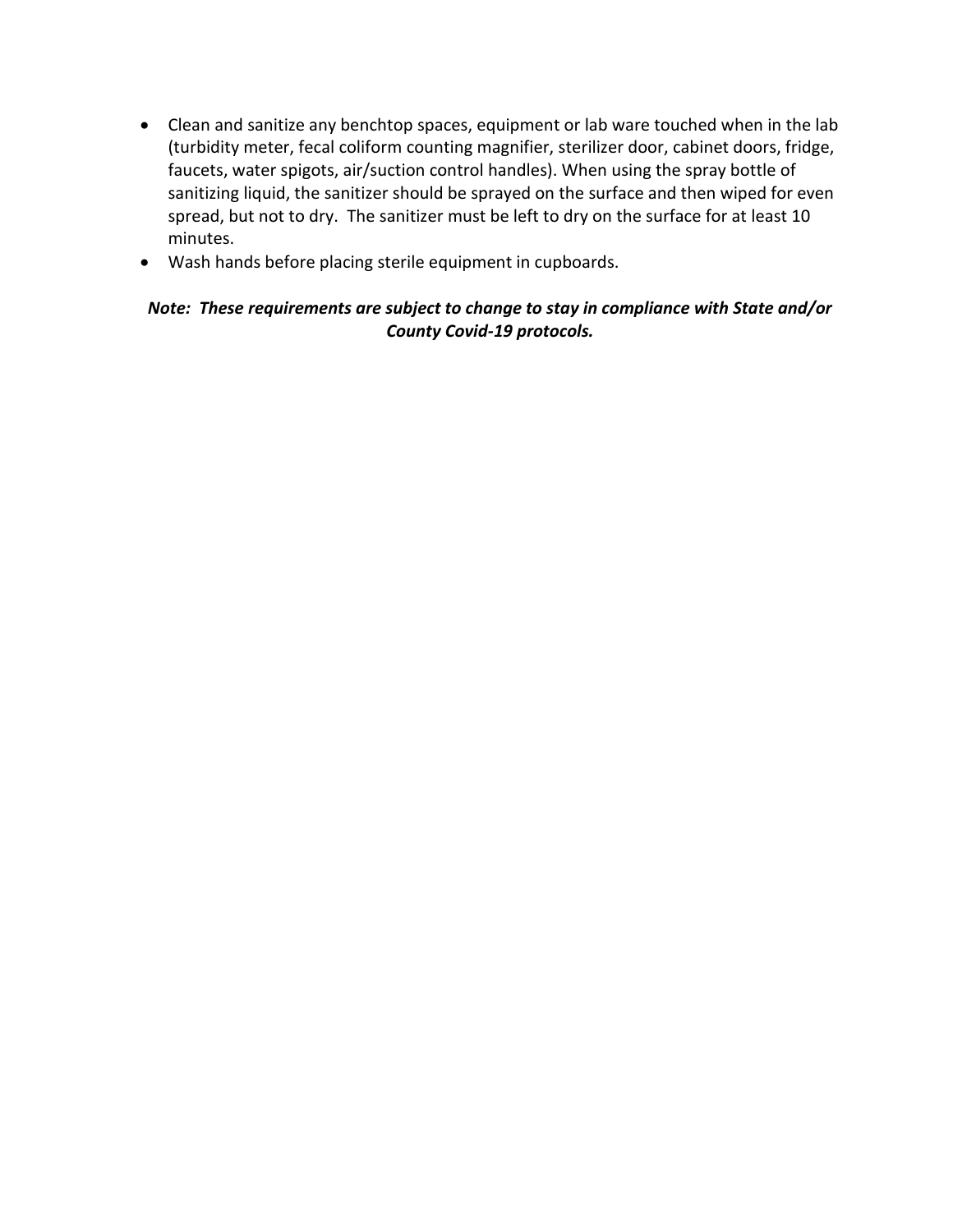- Clean and sanitize any benchtop spaces, equipment or lab ware touched when in the lab (turbidity meter, fecal coliform counting magnifier, sterilizer door, cabinet doors, fridge, faucets, water spigots, air/suction control handles). When using the spray bottle of sanitizing liquid, the sanitizer should be sprayed on the surface and then wiped for even spread, but not to dry. The sanitizer must be left to dry on the surface for at least 10 minutes.
- Wash hands before placing sterile equipment in cupboards.

***Note: These requirements are subject to change to stay in compliance with State and/or County Covid-19 protocols.***